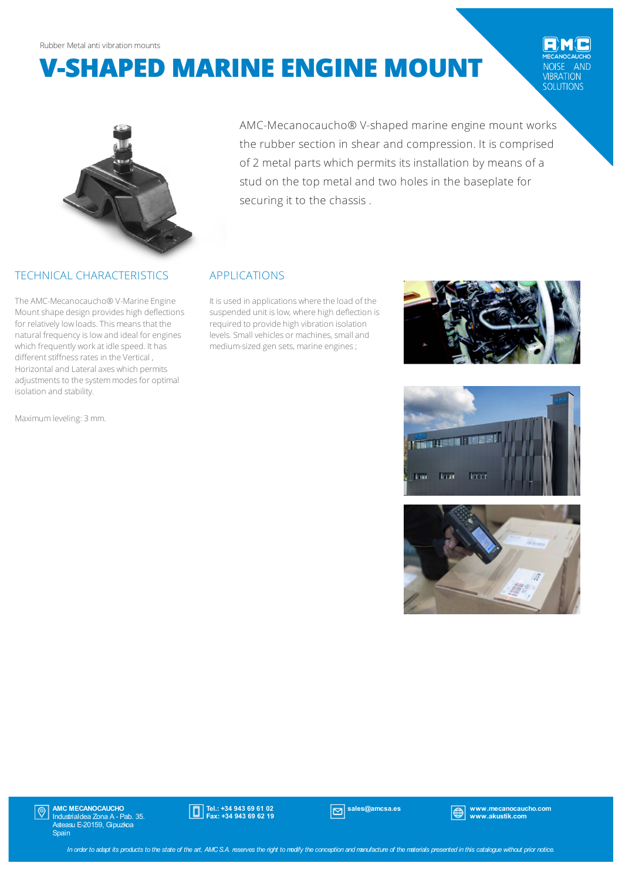Rubber Metal anti vibration mounts

# V-SHAPED MARINE ENGINE MOUNT

AMC MECANOCAUCHO NOISE AND VIBRATION SOLUTIONS

AMC-Mecanocaucho® V-shaped marine engine mount works the rubber section in shear and compression. It is comprised of 2 metal parts which permits its installation by means of a stud on the top metal and two holes in the baseplate for securing it to the chassis .

## TECHNICAL CHARACTERISTICS

The AMC-Mecanocaucho® V-Marine Engine Mount shape design provides high deflections for relatively low loads. This means that the natural frequency is low and ideal for engines which frequently work at idle speed. It has different stiffness rates in the Vertical , Horizontal and Lateral axes which permits adjustments to the system modes for optimal isolation and stability.

Maximum leveling: 3 mm.

## APPLICATIONS

It is used in applications where the load of the suspended unit is low, where high deflection is required to provide high vibration isolation levels. Small vehicles or machines, small and medium-sized gen sets, marine engines ;

**AMC MECANOCAUCHO**
Industrialdea Zona A - Pab. 35.
Asteasu E-20159, Gipuzkoa
Spain

**Tel.: +34 943 69 61 02**
**Fax: +34 943 69 62 19**

**sales@amcsa.es**

**www.mecanocaucho.com**
**www.akustik.com**

*In order to adapt its products to the state of the art, AMC S.A. reserves the right to modify the conception and manufacture of the materials presented in this catalogue without prior notice.*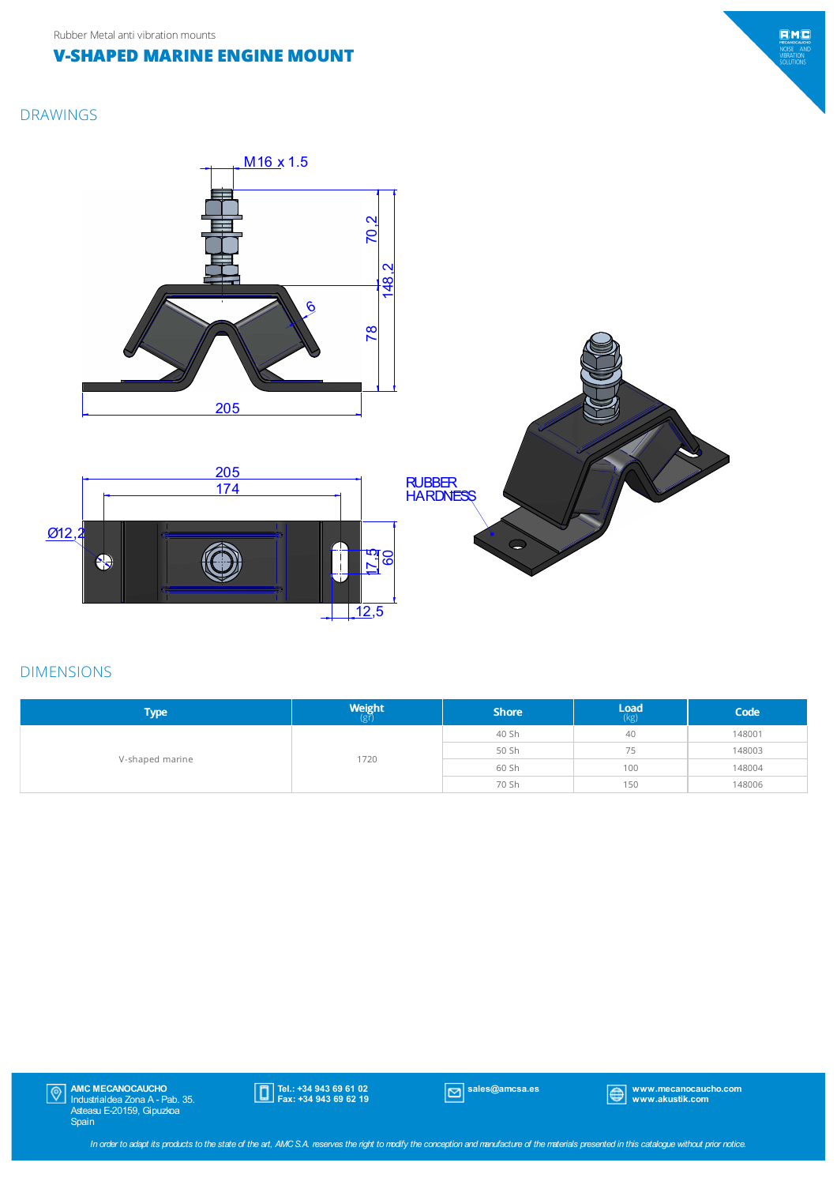Rubber Metal anti vibration mounts

# V-SHAPED MARINE ENGINE MOUNT

## DRAWINGS

M16 x 1.5

70,2

148,2

78

6

205

205

174

Ø12,2

17,5

60

12,5

RUBBER HARDNESS

## DIMENSIONS

| Type | Weight (gr) | Shore | Load (kg) | Code |
|---|---|---|---|---|
| V-shaped marine | 1720 | 40 Sh | 40 | 148001 |
| | | 50 Sh | 75 | 148003 |
| | | 60 Sh | 100 | 148004 |
| | | 70 Sh | 150 | 148006 |

AMC MECANOCAUCHO
Industrialdea Zona A - Pab. 35.
Asteasu E-20159, Gipuzkoa
Spain

Tel.: +34 943 69 61 02
Fax: +34 943 69 62 19

sales@amcsa.es

www.mecanocaucho.com
www.akustik.com

*In order to adapt its products to the state of the art, AMC S.A. reserves the right to modify the conception and manufacture of the materials presented in this catalogue without prior notice.*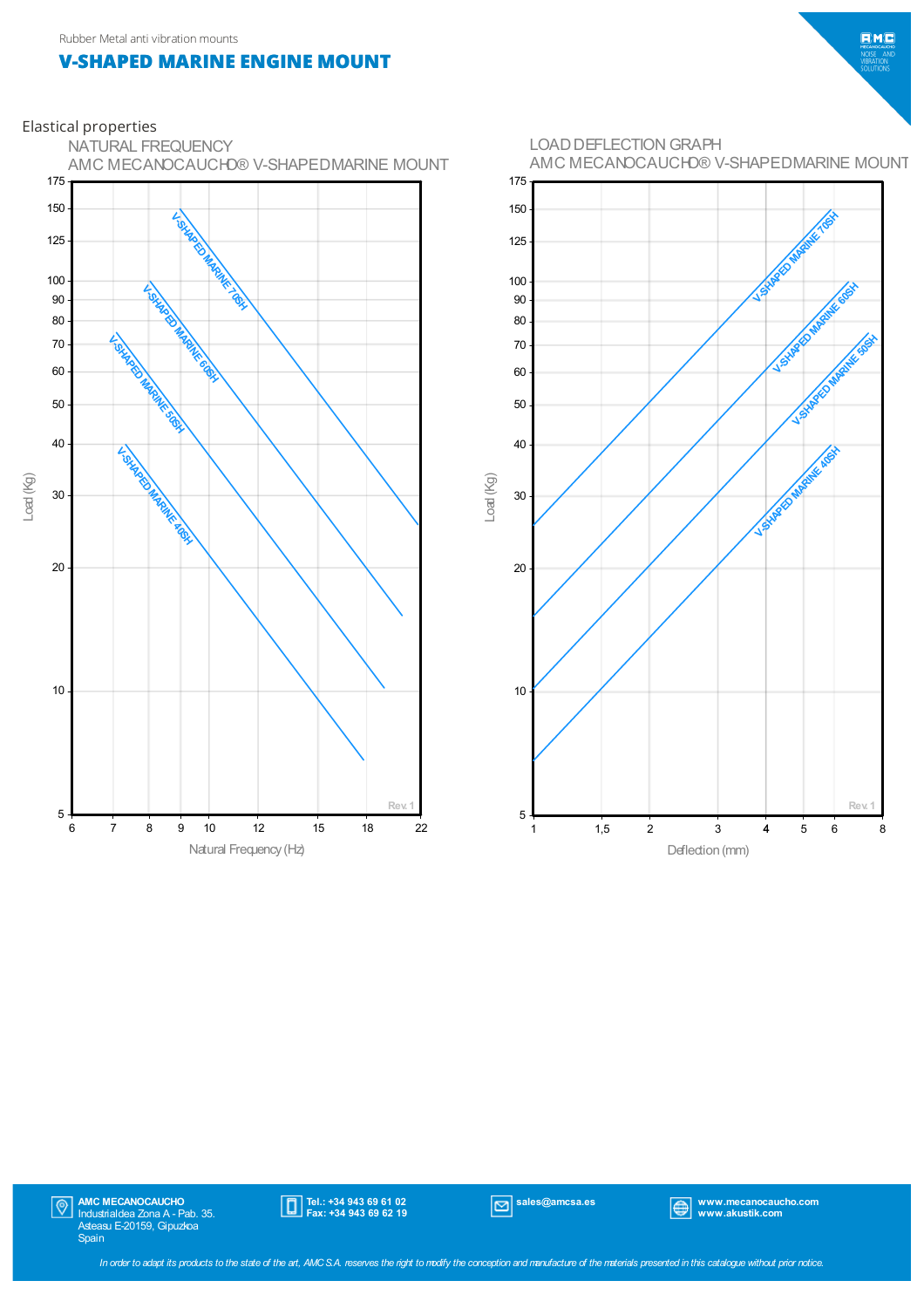Rubber Metal anti vibration mounts

# V-SHAPED MARINE ENGINE MOUNT

## Elastical properties

NATURAL FREQUENCY
AMC MECANOCAUCHO® V-SHAPED MARINE MOUNT

175
150
125
100
90
80
70
60
50
40
30
20
10
5

Load (Kg)

6 7 8 9 10 12 15 18 22

Natural Frequency (Hz)

V-SHAPED MARINE 70SH
V-SHAPED MARINE 60SH
V-SHAPED MARINE 50SH
V-SHAPED MARINE 40SH

Rev. 1

LOAD DEFLECTION GRAPH
AMC MECANOCAUCHO® V-SHAPED MARINE MOUNT

175
150
125
100
90
80
70
60
50
40
30
20
10
5

Load (Kg)

1 1,5 2 3 4 5 6 8

Deflection (mm)

V-SHAPED MARINE 70SH
V-SHAPED MARINE 60SH
V-SHAPED MARINE 50SH
V-SHAPED MARINE 40SH

Rev. 1

**AMC MECANOCAUCHO**
Industrialdea Zona A - Pab. 35.
Asteasu E-20159, Gipuzkoa
Spain

**Tel.: +34 943 69 61 02**
**Fax: +34 943 69 62 19**

**sales@amcsa.es**

**www.mecanocaucho.com**
**www.akustik.com**

*In order to adapt its products to the state of the art, AMC S.A. reserves the right to modify the conception and manufacture of the materials presented in this catalogue without prior notice.*